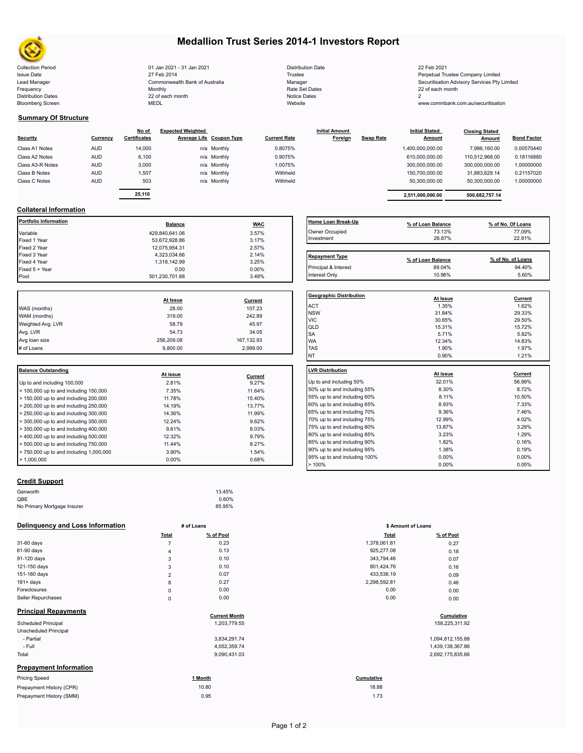# Medallion Trust Series 2014-1 Investors Report

| | | | |
|---|---|---|---|
| Collection Period | 01 Jan 2021 - 31 Jan 2021 | Distribution Date | 22 Feb 2021 |
| Issue Date | 27 Feb 2014 | Trustee | Perpetual Trustee Company Limited |
| Lead Manager | Commonwealth Bank of Australia | Manager | Securitisation Advisory Services Pty Limited |
| Frequency | Monthly | Rate Set Dates | 22 of each month |
| Distribution Dates | 22 of each month | Notice Dates | 2 |
| Bloomberg Screen | MEDL | Website | www.commbank.com.au/securitisation |

## Summary Of Structure

| Security | Currency | No of Certificates | Expected Weighted Average Life | Coupon Type | Current Rate | Initial Amount Foreign | Swap Rate | Initial Stated Amount | Closing Stated Amount | Bond Factor |
|---|---|---|---|---|---|---|---|---|---|---|
| Class A1 Notes | AUD | 14,000 | n/a | Monthly | 0.8075% | | | 1,400,000,000.00 | 7,986,160.00 | 0.00570440 |
| Class A2 Notes | AUD | 6,100 | n/a | Monthly | 0.9075% | | | 610,000,000.00 | 110,512,968.00 | 0.18116880 |
| Class A3-R Notes | AUD | 3,000 | n/a | Monthly | 1.0075% | | | 300,000,000.00 | 300,000,000.00 | 1.00000000 |
| Class B Notes | AUD | 1,507 | n/a | Monthly | Withheld | | | 150,700,000.00 | 31,883,629.14 | 0.21157020 |
| Class C Notes | AUD | 503 | n/a | Monthly | Withheld | | | 50,300,000.00 | 50,300,000.00 | 1.00000000 |
| | | **25,110** | | | | | | **2,511,000,000.00** | **500,682,757.14** | |

## Collateral Information

| Portfolio Information | Balance | WAC |
|---|---|---|
| Variable | 429,840,641.06 | 3.57% |
| Fixed 1 Year | 53,672,928.86 | 3.17% |
| Fixed 2 Year | 12,075,954.31 | 2.57% |
| Fixed 3 Year | 4,323,034.66 | 2.14% |
| Fixed 4 Year | 1,318,142.99 | 3.25% |
| Fixed 5 + Year | 0.00 | 0.00% |
| Pool | 501,230,701.88 | 3.49% |

| Home Loan Break-Up | % of Loan Balance | % of No. Of Loans |
|---|---|---|
| Owner Occupied | 73.13% | 77.09% |
| Investment | 26.87% | 22.91% |

| Repayment Type | % of Loan Balance | % of No. of Loans |
|---|---|---|
| Principal & Interest | 89.04% | 94.40% |
| Interest Only | 10.96% | 5.60% |

| | At Issue | Current |
|---|---|---|
| WAS (months) | 28.00 | 107.23 |
| WAM (months) | 319.00 | 242.89 |
| Weighted Avg. LVR | 58.79 | 45.97 |
| Avg. LVR | 54.73 | 34.05 |
| Avg loan size | 256,209.08 | 167,132.93 |
| # of Loans | 9,800.00 | 2,999.00 |

| Geographic Distribution | At Issue | Current |
|---|---|---|
| ACT | 1.35% | 1.62% |
| NSW | 31.84% | 29.33% |
| VIC | 30.65% | 29.50% |
| QLD | 15.31% | 15.72% |
| SA | 5.71% | 5.82% |
| WA | 12.34% | 14.83% |
| TAS | 1.90% | 1.97% |
| NT | 0.90% | 1.21% |

| Balance Outstanding | At issue | Current |
|---|---|---|
| Up to and including 100,000 | 2.81% | 9.27% |
| > 100,000 up to and including 150,000 | 7.35% | 11.64% |
| > 150,000 up to and including 200,000 | 11.78% | 15.40% |
| > 200,000 up to and including 250,000 | 14.19% | 13.77% |
| > 250,000 up to and including 300,000 | 14.36% | 11.99% |
| > 300,000 up to and including 350,000 | 12.24% | 9.62% |
| > 350,000 up to and including 400,000 | 9.61% | 8.03% |
| > 400,000 up to and including 500,000 | 12.32% | 9.79% |
| > 500,000 up to and including 750,000 | 11.44% | 8.27% |
| > 750,000 up to and including 1,000,000 | 3.90% | 1.54% |
| > 1,000,000 | 0.00% | 0.68% |

| LVR Distribution | At issue | Current |
|---|---|---|
| Up to and including 50% | 32.01% | 56.99% |
| 50% up to and including 55% | 8.30% | 8.72% |
| 55% up to and including 60% | 8.11% | 10.50% |
| 60% up to and including 65% | 8.93% | 7.33% |
| 65% up to and including 70% | 9.36% | 7.46% |
| 70% up to and including 75% | 12.99% | 4.02% |
| 75% up to and including 80% | 13.87% | 3.29% |
| 80% up to and including 85% | 3.23% | 1.29% |
| 85% up to and including 90% | 1.82% | 0.16% |
| 90% up to and including 95% | 1.38% | 0.19% |
| 95% up to and including 100% | 0.00% | 0.00% |
| > 100% | 0.00% | 0.05% |

## Credit Support

| | |
|---|---|
| Genworth | 13.45% |
| QBE | 0.60% |
| No Primary Mortgage Insurer | 85.95% |

## Delinquency and Loss Information

| | # of Loans Total | # of Loans % of Pool | $ Amount of Loans Total | $ Amount of Loans % of Pool |
|---|---|---|---|---|
| 31-60 days | 7 | 0.23 | 1,378,061.81 | 0.27 |
| 61-90 days | 4 | 0.13 | 925,277.08 | 0.18 |
| 91-120 days | 3 | 0.10 | 343,794.46 | 0.07 |
| 121-150 days | 3 | 0.10 | 801,424.76 | 0.16 |
| 151-180 days | 2 | 0.07 | 433,536.19 | 0.09 |
| 181+ days | 8 | 0.27 | 2,298,592.81 | 0.46 |
| Foreclosures | 0 | 0.00 | 0.00 | 0.00 |
| Seller Repurchases | 0 | 0.00 | 0.00 | 0.00 |

## Principal Repayments

| | Current Month | Cumulative |
|---|---|---|
| Scheduled Principal | 1,203,779.55 | 158,225,311.92 |
| Unscheduled Principal | | |
| - Partial | 3,834,291.74 | 1,094,812,155.88 |
| - Full | 4,052,359.74 | 1,439,138,367.86 |
| Total | 9,090,431.03 | 2,692,175,835.66 |

## Prepayment Information

| Pricing Speed | 1 Month | Cumulative |
|---|---|---|
| Prepayment History (CPR) | 10.80 | 18.88 |
| Prepayment History (SMM) | 0.95 | 1.73 |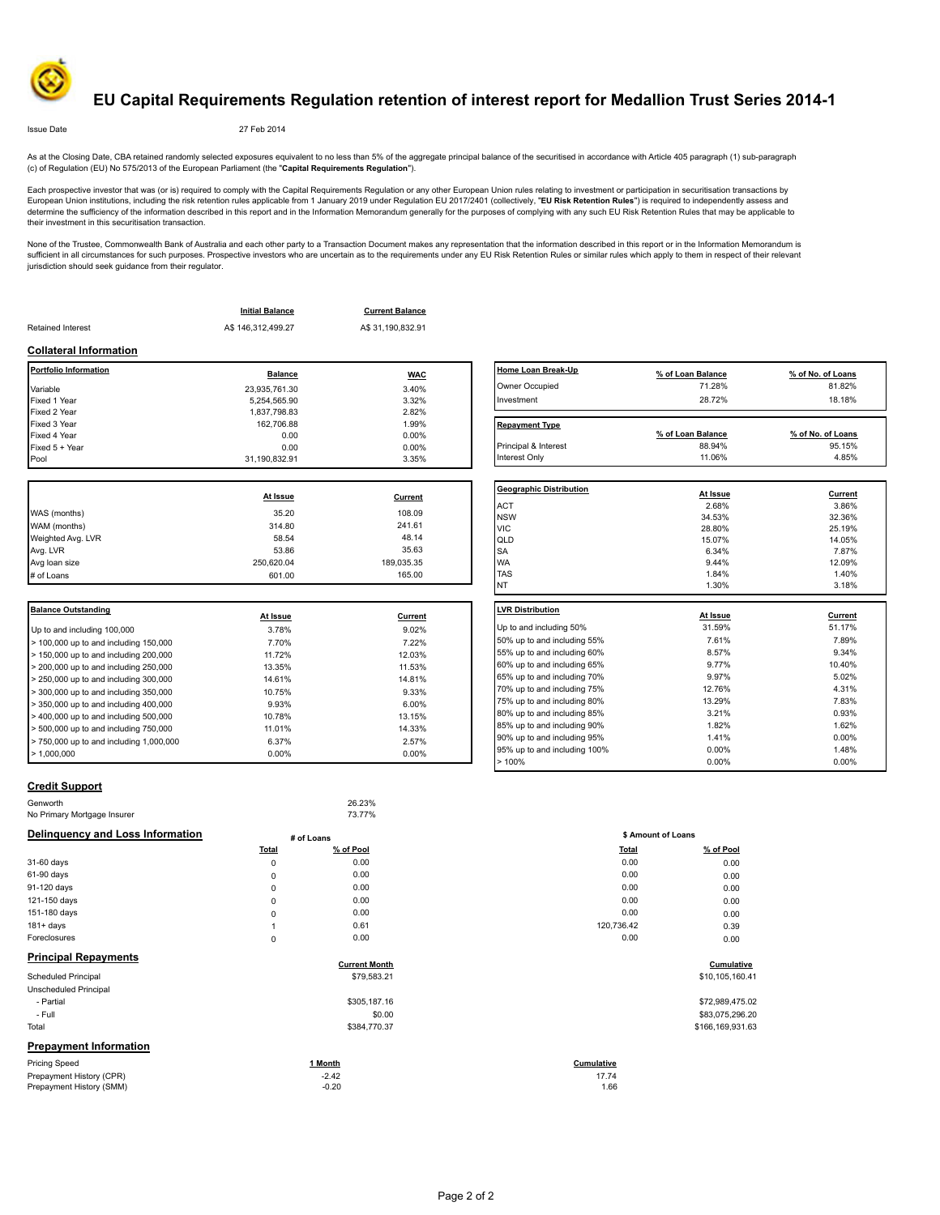# EU Capital Requirements Regulation retention of interest report for Medallion Trust Series 2014-1

Issue Date 27 Feb 2014

As at the Closing Date, CBA retained randomly selected exposures equivalent to no less than 5% of the aggregate principal balance of the securitised in accordance with Article 405 paragraph (1) sub-paragraph (c) of Regulation (EU) No 575/2013 of the European Parliament (the "**Capital Requirements Regulation**").

Each prospective investor that was (or is) required to comply with the Capital Requirements Regulation or any other European Union rules relating to investment or participation in securitisation transactions by European Union institutions, including the risk retention rules applicable from 1 January 2019 under Regulation EU 2017/2401 (collectively, "**EU Risk Retention Rules**") is required to independently assess and determine the sufficiency of the information described in this report and in the Information Memorandum generally for the purposes of complying with any such EU Risk Retention Rules that may be applicable to their investment in this securitisation transaction.

None of the Trustee, Commonwealth Bank of Australia and each other party to a Transaction Document makes any representation that the information described in this report or in the Information Memorandum is sufficient in all circumstances for such purposes. Prospective investors who are uncertain as to the requirements under any EU Risk Retention Rules or similar rules which apply to them in respect of their relevant jurisdiction should seek guidance from their regulator.

| | Initial Balance | Current Balance |
|---|---|---|
| Retained Interest | A$ 146,312,499.27 | A$ 31,190,832.91 |

## Collateral Information

| Portfolio Information | Balance | WAC |
|---|---|---|
| Variable | 23,935,761.30 | 3.40% |
| Fixed 1 Year | 5,254,565.90 | 3.32% |
| Fixed 2 Year | 1,837,798.83 | 2.82% |
| Fixed 3 Year | 162,706.88 | 1.99% |
| Fixed 4 Year | 0.00 | 0.00% |
| Fixed 5 + Year | 0.00 | 0.00% |
| Pool | 31,190,832.91 | 3.35% |

| | At Issue | Current |
|---|---|---|
| WAS (months) | 35.20 | 108.09 |
| WAM (months) | 314.80 | 241.61 |
| Weighted Avg. LVR | 58.54 | 48.14 |
| Avg. LVR | 53.86 | 35.63 |
| Avg loan size | 250,620.04 | 189,035.35 |
| # of Loans | 601.00 | 165.00 |

| Balance Outstanding | At Issue | Current |
|---|---|---|
| Up to and including 100,000 | 3.78% | 9.02% |
| > 100,000 up to and including 150,000 | 7.70% | 7.22% |
| > 150,000 up to and including 200,000 | 11.72% | 12.03% |
| > 200,000 up to and including 250,000 | 13.35% | 11.53% |
| > 250,000 up to and including 300,000 | 14.61% | 14.81% |
| > 300,000 up to and including 350,000 | 10.75% | 9.33% |
| > 350,000 up to and including 400,000 | 9.93% | 6.00% |
| > 400,000 up to and including 500,000 | 10.78% | 13.15% |
| > 500,000 up to and including 750,000 | 11.01% | 14.33% |
| > 750,000 up to and including 1,000,000 | 6.37% | 2.57% |
| > 1,000,000 | 0.00% | 0.00% |

| Home Loan Break-Up | % of Loan Balance | % of No. of Loans |
|---|---|---|
| Owner Occupied | 71.28% | 81.82% |
| Investment | 28.72% | 18.18% |

| Repayment Type | % of Loan Balance | % of No. of Loans |
|---|---|---|
| Principal & Interest | 88.94% | 95.15% |
| Interest Only | 11.06% | 4.85% |

| Geographic Distribution | At Issue | Current |
|---|---|---|
| ACT | 2.68% | 3.86% |
| NSW | 34.53% | 32.36% |
| VIC | 28.80% | 25.19% |
| QLD | 15.07% | 14.05% |
| SA | 6.34% | 7.87% |
| WA | 9.44% | 12.09% |
| TAS | 1.84% | 1.40% |
| NT | 1.30% | 3.18% |

| LVR Distribution | At Issue | Current |
|---|---|---|
| Up to and including 50% | 31.59% | 51.17% |
| 50% up to and including 55% | 7.61% | 7.89% |
| 55% up to and including 60% | 8.57% | 9.34% |
| 60% up to and including 65% | 9.77% | 10.40% |
| 65% up to and including 70% | 9.97% | 5.02% |
| 70% up to and including 75% | 12.76% | 4.31% |
| 75% up to and including 80% | 13.29% | 7.83% |
| 80% up to and including 85% | 3.21% | 0.93% |
| 85% up to and including 90% | 1.82% | 1.62% |
| 90% up to and including 95% | 1.41% | 0.00% |
| 95% up to and including 100% | 0.00% | 1.48% |
| > 100% | 0.00% | 0.00% |

## Credit Support

| | |
|---|---|
| Genworth | 26.23% |
| No Primary Mortgage Insurer | 73.77% |

## Delinquency and Loss Information

| | # of Loans | | $ Amount of Loans | |
|---|---|---|---|---|
| | Total | % of Pool | Total | % of Pool |
| 31-60 days | 0 | 0.00 | 0.00 | 0.00 |
| 61-90 days | 0 | 0.00 | 0.00 | 0.00 |
| 91-120 days | 0 | 0.00 | 0.00 | 0.00 |
| 121-150 days | 0 | 0.00 | 0.00 | 0.00 |
| 151-180 days | 0 | 0.00 | 0.00 | 0.00 |
| 181+ days | 1 | 0.61 | 120,736.42 | 0.39 |
| Foreclosures | 0 | 0.00 | 0.00 | 0.00 |

## Principal Repayments

| | Current Month | Cumulative |
|---|---|---|
| Scheduled Principal | $79,583.21 | $10,105,160.41 |
| Unscheduled Principal | | |
| - Partial | $305,187.16 | $72,989,475.02 |
| - Full | $0.00 | $83,075,296.20 |
| Total | $384,770.37 | $166,169,931.63 |

## Prepayment Information

| Pricing Speed | 1 Month | Cumulative |
|---|---|---|
| Prepayment History (CPR) | -2.42 | 17.74 |
| Prepayment History (SMM) | -0.20 | 1.66 |